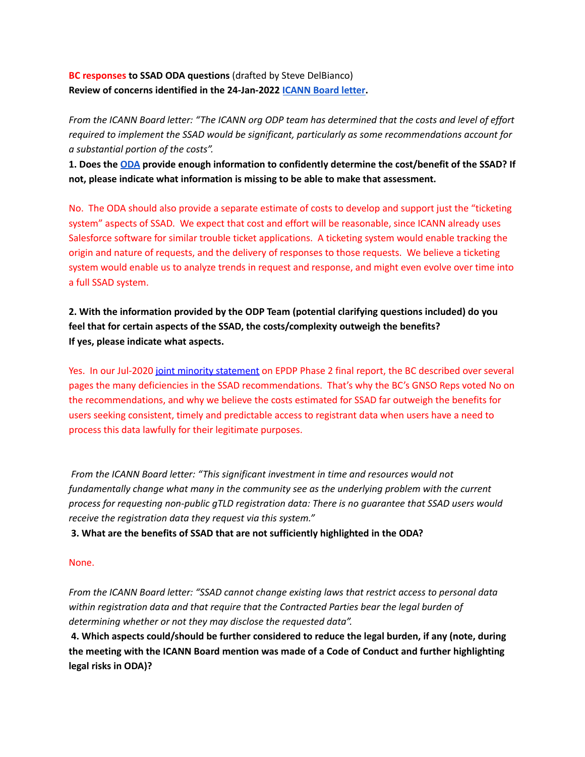**BC responses to SSAD ODA questions** (drafted by Steve DelBianco)
**Review of concerns identified in the 24-Jan-2022 ICANN Board letter.**

*From the ICANN Board letter: "The ICANN org ODP team has determined that the costs and level of effort required to implement the SSAD would be significant, particularly as some recommendations account for a substantial portion of the costs".*

**1. Does the ODA provide enough information to confidently determine the cost/benefit of the SSAD? If not, please indicate what information is missing to be able to make that assessment.**

No. The ODA should also provide a separate estimate of costs to develop and support just the "ticketing system" aspects of SSAD. We expect that cost and effort will be reasonable, since ICANN already uses Salesforce software for similar trouble ticket applications. A ticketing system would enable tracking the origin and nature of requests, and the delivery of responses to those requests. We believe a ticketing system would enable us to analyze trends in request and response, and might even evolve over time into a full SSAD system.

**2. With the information provided by the ODP Team (potential clarifying questions included) do you feel that for certain aspects of the SSAD, the costs/complexity outweigh the benefits?**
**If yes, please indicate what aspects.**

Yes. In our Jul-2020 joint minority statement on EPDP Phase 2 final report, the BC described over several pages the many deficiencies in the SSAD recommendations. That's why the BC's GNSO Reps voted No on the recommendations, and why we believe the costs estimated for SSAD far outweigh the benefits for users seeking consistent, timely and predictable access to registrant data when users have a need to process this data lawfully for their legitimate purposes.

*From the ICANN Board letter: "This significant investment in time and resources would not fundamentally change what many in the community see as the underlying problem with the current process for requesting non-public gTLD registration data: There is no guarantee that SSAD users would receive the registration data they request via this system."*

**3. What are the benefits of SSAD that are not sufficiently highlighted in the ODA?**

None.

*From the ICANN Board letter: "SSAD cannot change existing laws that restrict access to personal data within registration data and that require that the Contracted Parties bear the legal burden of determining whether or not they may disclose the requested data".*

**4. Which aspects could/should be further considered to reduce the legal burden, if any (note, during the meeting with the ICANN Board mention was made of a Code of Conduct and further highlighting legal risks in ODA)?**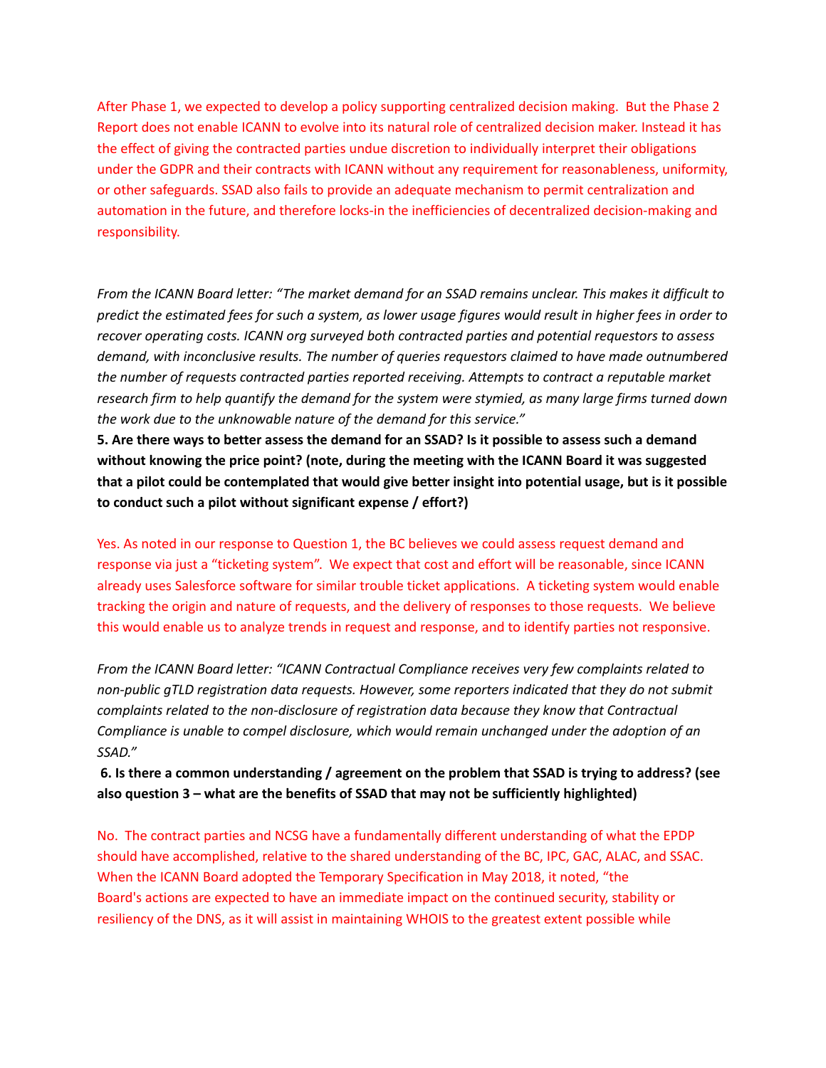After Phase 1, we expected to develop a policy supporting centralized decision making. But the Phase 2 Report does not enable ICANN to evolve into its natural role of centralized decision maker. Instead it has the effect of giving the contracted parties undue discretion to individually interpret their obligations under the GDPR and their contracts with ICANN without any requirement for reasonableness, uniformity, or other safeguards. SSAD also fails to provide an adequate mechanism to permit centralization and automation in the future, and therefore locks-in the inefficiencies of decentralized decision-making and responsibility.

*From the ICANN Board letter: "The market demand for an SSAD remains unclear. This makes it difficult to predict the estimated fees for such a system, as lower usage figures would result in higher fees in order to recover operating costs. ICANN org surveyed both contracted parties and potential requestors to assess demand, with inconclusive results. The number of queries requestors claimed to have made outnumbered the number of requests contracted parties reported receiving. Attempts to contract a reputable market research firm to help quantify the demand for the system were stymied, as many large firms turned down the work due to the unknowable nature of the demand for this service."*

**5. Are there ways to better assess the demand for an SSAD? Is it possible to assess such a demand without knowing the price point? (note, during the meeting with the ICANN Board it was suggested that a pilot could be contemplated that would give better insight into potential usage, but is it possible to conduct such a pilot without significant expense / effort?)**

Yes. As noted in our response to Question 1, the BC believes we could assess request demand and response via just a "ticketing system". We expect that cost and effort will be reasonable, since ICANN already uses Salesforce software for similar trouble ticket applications. A ticketing system would enable tracking the origin and nature of requests, and the delivery of responses to those requests. We believe this would enable us to analyze trends in request and response, and to identify parties not responsive.

*From the ICANN Board letter: "ICANN Contractual Compliance receives very few complaints related to non-public gTLD registration data requests. However, some reporters indicated that they do not submit complaints related to the non-disclosure of registration data because they know that Contractual Compliance is unable to compel disclosure, which would remain unchanged under the adoption of an SSAD."*

**6. Is there a common understanding / agreement on the problem that SSAD is trying to address? (see also question 3 – what are the benefits of SSAD that may not be sufficiently highlighted)**

No. The contract parties and NCSG have a fundamentally different understanding of what the EPDP should have accomplished, relative to the shared understanding of the BC, IPC, GAC, ALAC, and SSAC. When the ICANN Board adopted the Temporary Specification in May 2018, it noted, "the Board's actions are expected to have an immediate impact on the continued security, stability or resiliency of the DNS, as it will assist in maintaining WHOIS to the greatest extent possible while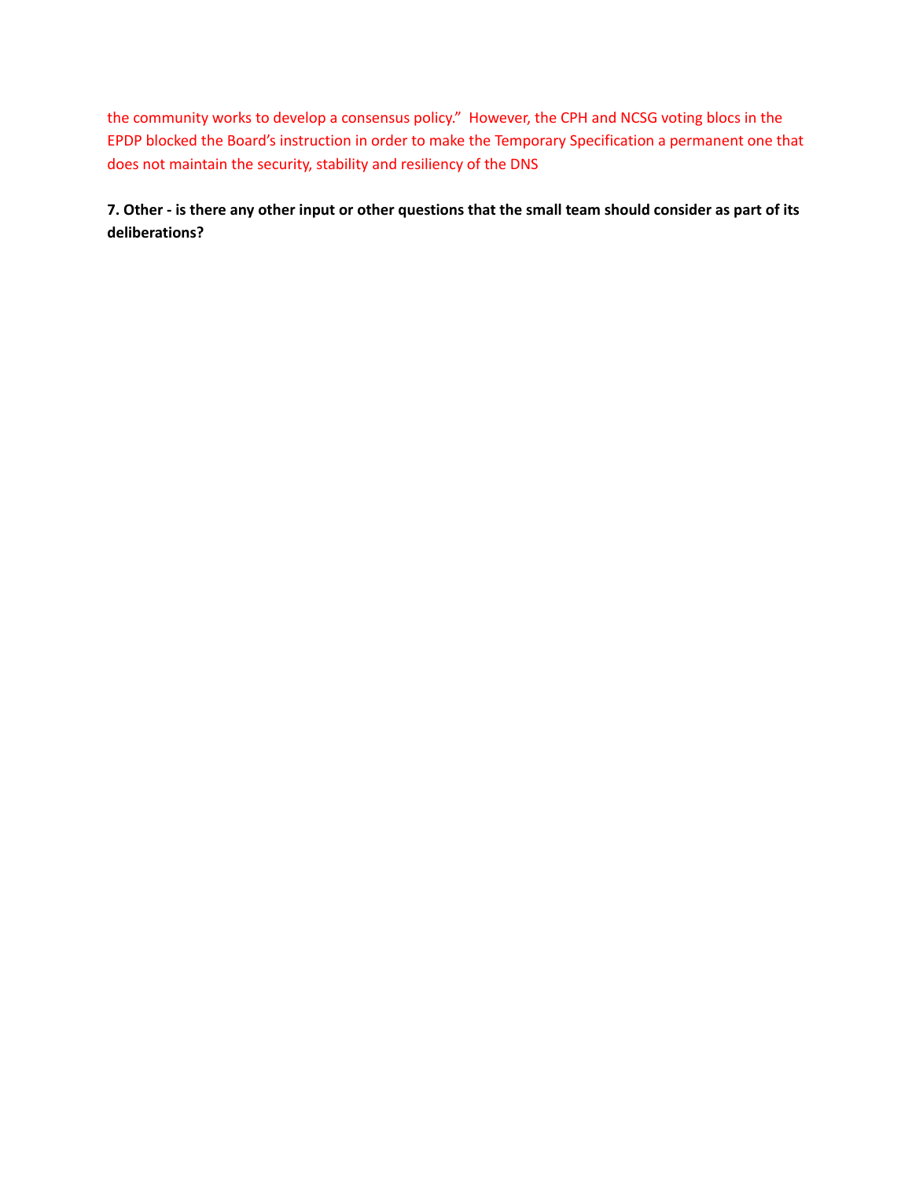the community works to develop a consensus policy." However, the CPH and NCSG voting blocs in the EPDP blocked the Board's instruction in order to make the Temporary Specification a permanent one that does not maintain the security, stability and resiliency of the DNS

**7. Other - is there any other input or other questions that the small team should consider as part of its deliberations?**